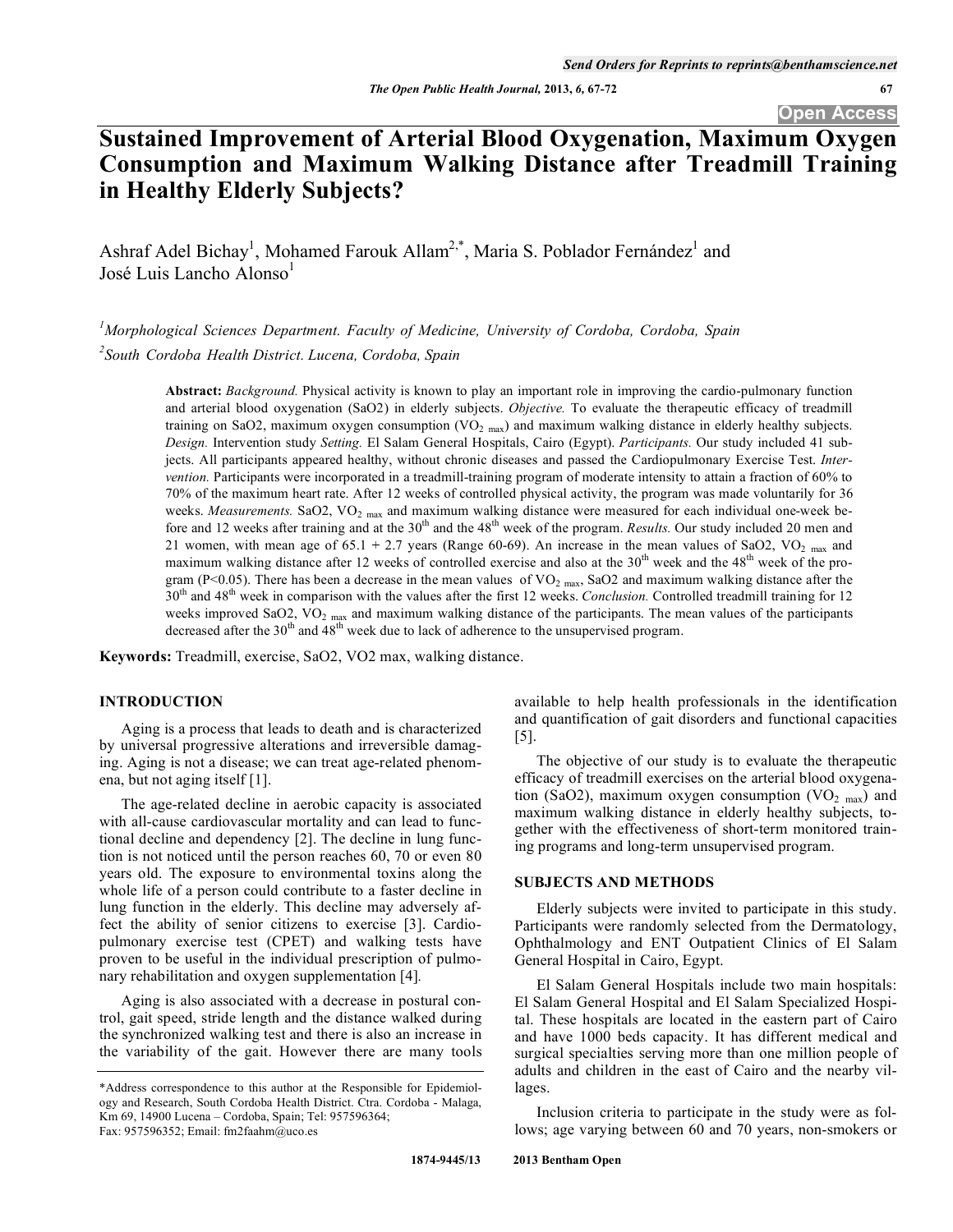# Sustained Improvement of Arterial Blood Oxygenation, Maximum Oxygen Consumption and Maximum Walking Distance after Treadmill Training in Healthy Elderly Subjects?

Ashraf Adel Bichay[1], Mohamed Farouk Allam[2,*], Maria S. Poblador Fernández[1] and José Luis Lancho Alonso[1]

[1]*Morphological Sciences Department. Faculty of Medicine, University of Cordoba, Cordoba, Spain*

[2]*South Cordoba Health District. Lucena, Cordoba, Spain*

**Abstract:** *Background.* Physical activity is known to play an important role in improving the cardio-pulmonary function and arterial blood oxygenation (SaO2) in elderly subjects. *Objective.* To evaluate the therapeutic efficacy of treadmill training on SaO2, maximum oxygen consumption ($VO_{2\ max}$) and maximum walking distance in elderly healthy subjects. *Design.* Intervention study *Setting.* El Salam General Hospitals, Cairo (Egypt). *Participants.* Our study included 41 subjects. All participants appeared healthy, without chronic diseases and passed the Cardiopulmonary Exercise Test. *Intervention.* Participants were incorporated in a treadmill-training program of moderate intensity to attain a fraction of 60% to 70% of the maximum heart rate. After 12 weeks of controlled physical activity, the program was made voluntarily for 36 weeks. *Measurements.* SaO2, $VO_{2\ max}$ and maximum walking distance were measured for each individual one-week before and 12 weeks after training and at the 30th and the 48th week of the program. *Results.* Our study included 20 men and 21 women, with mean age of 65.1 + 2.7 years (Range 60-69). An increase in the mean values of SaO2, $VO_{2\ max}$ and maximum walking distance after 12 weeks of controlled exercise and also at the 30th week and the 48th week of the program ($P<0.05$). There has been a decrease in the mean values of $VO_{2\ max}$, SaO2 and maximum walking distance after the 30th and 48th week in comparison with the values after the first 12 weeks. *Conclusion.* Controlled treadmill training for 12 weeks improved SaO2, $VO_{2\ max}$ and maximum walking distance of the participants. The mean values of the participants decreased after the 30th and 48th week due to lack of adherence to the unsupervised program.

**Keywords:** Treadmill, exercise, SaO2, VO2 max, walking distance.

## INTRODUCTION

Aging is a process that leads to death and is characterized by universal progressive alterations and irreversible damaging. Aging is not a disease; we can treat age-related phenomena, but not aging itself [1].

The age-related decline in aerobic capacity is associated with all-cause cardiovascular mortality and can lead to functional decline and dependency [2]. The decline in lung function is not noticed until the person reaches 60, 70 or even 80 years old. The exposure to environmental toxins along the whole life of a person could contribute to a faster decline in lung function in the elderly. This decline may adversely affect the ability of senior citizens to exercise [3]. Cardiopulmonary exercise test (CPET) and walking tests have proven to be useful in the individual prescription of pulmonary rehabilitation and oxygen supplementation [4].

Aging is also associated with a decrease in postural control, gait speed, stride length and the distance walked during the synchronized walking test and there is also an increase in the variability of the gait. However there are many tools available to help health professionals in the identification and quantification of gait disorders and functional capacities [5].

The objective of our study is to evaluate the therapeutic efficacy of treadmill exercises on the arterial blood oxygenation (SaO2), maximum oxygen consumption ($VO_{2\ max}$) and maximum walking distance in elderly healthy subjects, together with the effectiveness of short-term monitored training programs and long-term unsupervised program.

## SUBJECTS AND METHODS

Elderly subjects were invited to participate in this study. Participants were randomly selected from the Dermatology, Ophthalmology and ENT Outpatient Clinics of El Salam General Hospital in Cairo, Egypt.

El Salam General Hospitals include two main hospitals: El Salam General Hospital and El Salam Specialized Hospital. These hospitals are located in the eastern part of Cairo and have 1000 beds capacity. It has different medical and surgical specialties serving more than one million people of adults and children in the east of Cairo and the nearby villages.

Inclusion criteria to participate in the study were as follows; age varying between 60 and 70 years, non-smokers or

*Address correspondence to this author at the Responsible for Epidemiology and Research, South Cordoba Health District. Ctra. Cordoba - Malaga, Km 69, 14900 Lucena – Cordoba, Spain; Tel: 957596364; Fax: 957596352; Email: fm2faahm@uco.es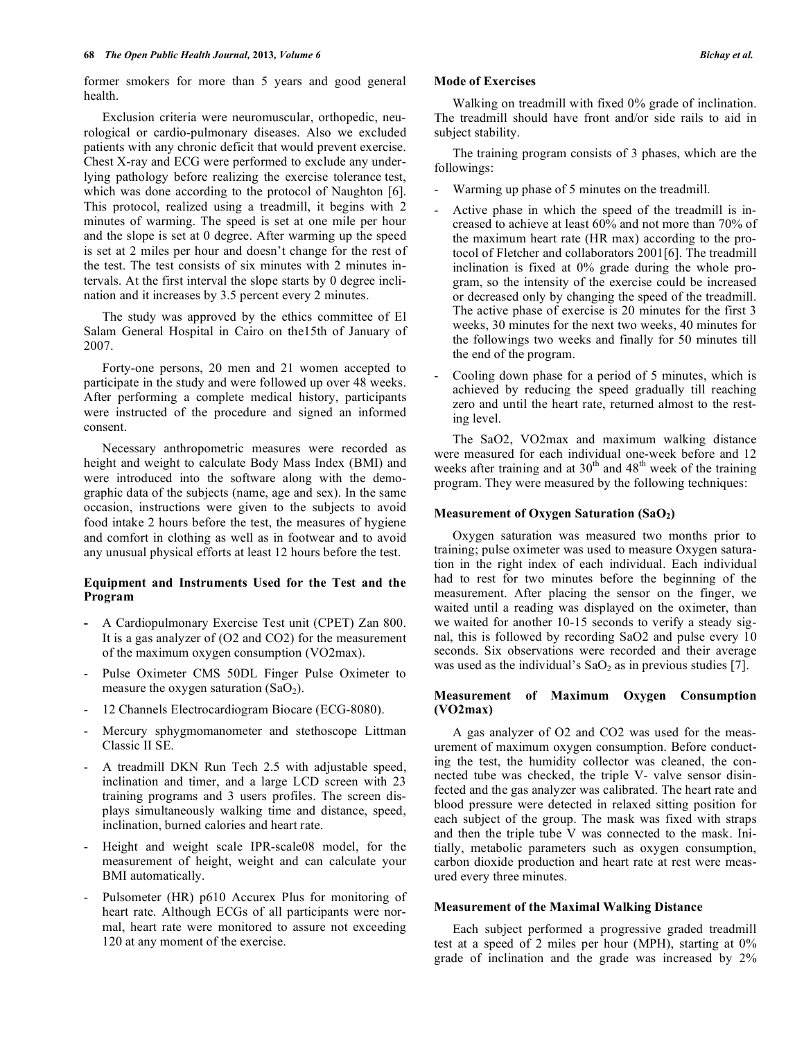former smokers for more than 5 years and good general health.

Exclusion criteria were neuromuscular, orthopedic, neurological or cardio-pulmonary diseases. Also we excluded patients with any chronic deficit that would prevent exercise. Chest X-ray and ECG were performed to exclude any underlying pathology before realizing the exercise tolerance test, which was done according to the protocol of Naughton [6]. This protocol, realized using a treadmill, it begins with 2 minutes of warming. The speed is set at one mile per hour and the slope is set at 0 degree. After warming up the speed is set at 2 miles per hour and doesn't change for the rest of the test. The test consists of six minutes with 2 minutes intervals. At the first interval the slope starts by 0 degree inclination and it increases by 3.5 percent every 2 minutes.

The study was approved by the ethics committee of El Salam General Hospital in Cairo on the15th of January of 2007.

Forty-one persons, 20 men and 21 women accepted to participate in the study and were followed up over 48 weeks. After performing a complete medical history, participants were instructed of the procedure and signed an informed consent.

Necessary anthropometric measures were recorded as height and weight to calculate Body Mass Index (BMI) and were introduced into the software along with the demographic data of the subjects (name, age and sex). In the same occasion, instructions were given to the subjects to avoid food intake 2 hours before the test, the measures of hygiene and comfort in clothing as well as in footwear and to avoid any unusual physical efforts at least 12 hours before the test.

### Equipment and Instruments Used for the Test and the Program

- A Cardiopulmonary Exercise Test unit (CPET) Zan 800. It is a gas analyzer of ($O_2$ and $CO_2$) for the measurement of the maximum oxygen consumption (VO2max).
- Pulse Oximeter CMS 50DL Finger Pulse Oximeter to measure the oxygen saturation ($SaO_2$).
- 12 Channels Electrocardiogram Biocare (ECG-8080).
- Mercury sphygmomanometer and stethoscope Littman Classic II SE.
- A treadmill DKN Run Tech 2.5 with adjustable speed, inclination and timer, and a large LCD screen with 23 training programs and 3 users profiles. The screen displays simultaneously walking time and distance, speed, inclination, burned calories and heart rate.
- Height and weight scale IPR-scale08 model, for the measurement of height, weight and can calculate your BMI automatically.
- Pulsometer (HR) p610 Accurex Plus for monitoring of heart rate. Although ECGs of all participants were normal, heart rate were monitored to assure not exceeding 120 at any moment of the exercise.

### Mode of Exercises

Walking on treadmill with fixed 0% grade of inclination. The treadmill should have front and/or side rails to aid in subject stability.

The training program consists of 3 phases, which are the followings:

- Warming up phase of 5 minutes on the treadmill.
- Active phase in which the speed of the treadmill is increased to achieve at least 60% and not more than 70% of the maximum heart rate (HR max) according to the protocol of Fletcher and collaborators 2001[6]. The treadmill inclination is fixed at 0% grade during the whole program, so the intensity of the exercise could be increased or decreased only by changing the speed of the treadmill. The active phase of exercise is 20 minutes for the first 3 weeks, 30 minutes for the next two weeks, 40 minutes for the followings two weeks and finally for 50 minutes till the end of the program.
- Cooling down phase for a period of 5 minutes, which is achieved by reducing the speed gradually till reaching zero and until the heart rate, returned almost to the resting level.

The SaO2, VO2max and maximum walking distance were measured for each individual one-week before and 12 weeks after training and at 30th and 48th week of the training program. They were measured by the following techniques:

### Measurement of Oxygen Saturation ($SaO_2$)

Oxygen saturation was measured two months prior to training; pulse oximeter was used to measure Oxygen saturation in the right index of each individual. Each individual had to rest for two minutes before the beginning of the measurement. After placing the sensor on the finger, we waited until a reading was displayed on the oximeter, than we waited for another 10-15 seconds to verify a steady signal, this is followed by recording SaO2 and pulse every 10 seconds. Six observations were recorded and their average was used as the individual's $SaO_2$ as in previous studies [7].

### Measurement of Maximum Oxygen Consumption (VO2max)

A gas analyzer of $O_2$ and $CO_2$ was used for the measurement of maximum oxygen consumption. Before conducting the test, the humidity collector was cleaned, the connected tube was checked, the triple V- valve sensor disinfected and the gas analyzer was calibrated. The heart rate and blood pressure were detected in relaxed sitting position for each subject of the group. The mask was fixed with straps and then the triple tube V was connected to the mask. Initially, metabolic parameters such as oxygen consumption, carbon dioxide production and heart rate at rest were measured every three minutes.

### Measurement of the Maximal Walking Distance

Each subject performed a progressive graded treadmill test at a speed of 2 miles per hour (MPH), starting at 0% grade of inclination and the grade was increased by 2%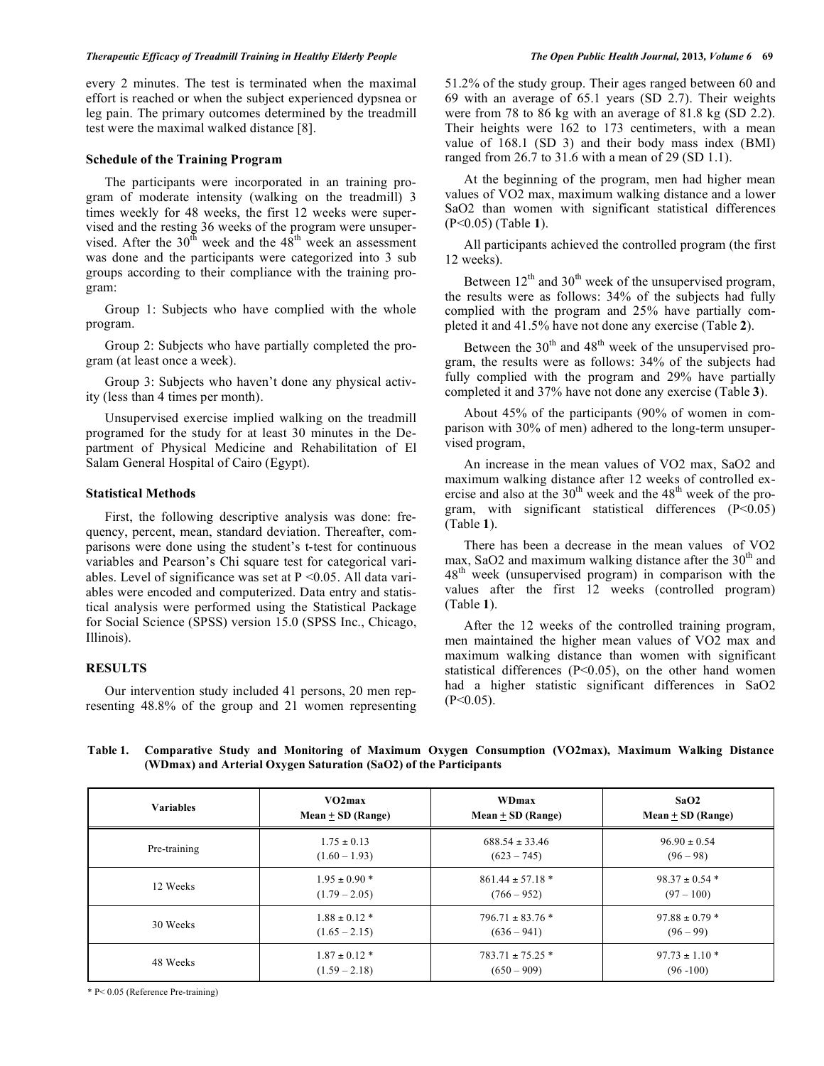every 2 minutes. The test is terminated when the maximal effort is reached or when the subject experienced dypsnea or leg pain. The primary outcomes determined by the treadmill test were the maximal walked distance [8].

### Schedule of the Training Program

The participants were incorporated in an training program of moderate intensity (walking on the treadmill) 3 times weekly for 48 weeks, the first 12 weeks were supervised and the resting 36 weeks of the program were unsupervised. After the 30[th] week and the 48[th] week an assessment was done and the participants were categorized into 3 sub groups according to their compliance with the training program:

Group 1: Subjects who have complied with the whole program.

Group 2: Subjects who have partially completed the program (at least once a week).

Group 3: Subjects who haven't done any physical activity (less than 4 times per month).

Unsupervised exercise implied walking on the treadmill programed for the study for at least 30 minutes in the Department of Physical Medicine and Rehabilitation of El Salam General Hospital of Cairo (Egypt).

### Statistical Methods

First, the following descriptive analysis was done: frequency, percent, mean, standard deviation. Thereafter, comparisons were done using the student's t-test for continuous variables and Pearson's Chi square test for categorical variables. Level of significance was set at $P < 0.05$. All data variables were encoded and computerized. Data entry and statistical analysis were performed using the Statistical Package for Social Science (SPSS) version 15.0 (SPSS Inc., Chicago, Illinois).

## RESULTS

Our intervention study included 41 persons, 20 men representing 48.8% of the group and 21 women representing 51.2% of the study group. Their ages ranged between 60 and 69 with an average of 65.1 years (SD 2.7). Their weights were from 78 to 86 kg with an average of 81.8 kg (SD 2.2). Their heights were 162 to 173 centimeters, with a mean value of 168.1 (SD 3) and their body mass index (BMI) ranged from 26.7 to 31.6 with a mean of 29 (SD 1.1).

At the beginning of the program, men had higher mean values of VO2 max, maximum walking distance and a lower SaO2 than women with significant statistical differences ($P<0.05$) (Table **1**).

All participants achieved the controlled program (the first 12 weeks).

Between 12[th] and 30[th] week of the unsupervised program, the results were as follows: 34% of the subjects had fully complied with the program and 25% have partially completed it and 41.5% have not done any exercise (Table **2**).

Between the 30[th] and 48[th] week of the unsupervised program, the results were as follows: 34% of the subjects had fully complied with the program and 29% have partially completed it and 37% have not done any exercise (Table **3**).

About 45% of the participants (90% of women in comparison with 30% of men) adhered to the long-term unsupervised program,

An increase in the mean values of VO2 max, SaO2 and maximum walking distance after 12 weeks of controlled exercise and also at the 30[th] week and the 48[th] week of the program, with significant statistical differences ($P<0.05$) (Table **1**).

There has been a decrease in the mean values of VO2 max, SaO2 and maximum walking distance after the 30[th] and 48[th] week (unsupervised program) in comparison with the values after the first 12 weeks (controlled program) (Table **1**).

After the 12 weeks of the controlled training program, men maintained the higher mean values of VO2 max and maximum walking distance than women with significant statistical differences ($P<0.05$), on the other hand women had a higher statistic significant differences in SaO2 ($P<0.05$).

**Table 1. Comparative Study and Monitoring of Maximum Oxygen Consumption (VO2max), Maximum Walking Distance (WDmax) and Arterial Oxygen Saturation (SaO2) of the Participants**

| Variables | VO2max Mean ± SD (Range) | WDmax Mean ± SD (Range) | SaO2 Mean ± SD (Range) |
|---|---|---|---|
| Pre-training | 1.75 ± 0.13 (1.60 – 1.93) | 688.54 ± 33.46 (623 – 745) | 96.90 ± 0.54 (96 – 98) |
| 12 Weeks | 1.95 ± 0.90 * (1.79 – 2.05) | 861.44 ± 57.18 * (766 – 952) | 98.37 ± 0.54 * (97 – 100) |
| 30 Weeks | 1.88 ± 0.12 * (1.65 – 2.15) | 796.71 ± 83.76 * (636 – 941) | 97.88 ± 0.79 * (96 – 99) |
| 48 Weeks | 1.87 ± 0.12 * (1.59 – 2.18) | 783.71 ± 75.25 * (650 – 909) | 97.73 ± 1.10 * (96 -100) |

* $P< 0.05$ (Reference Pre-training)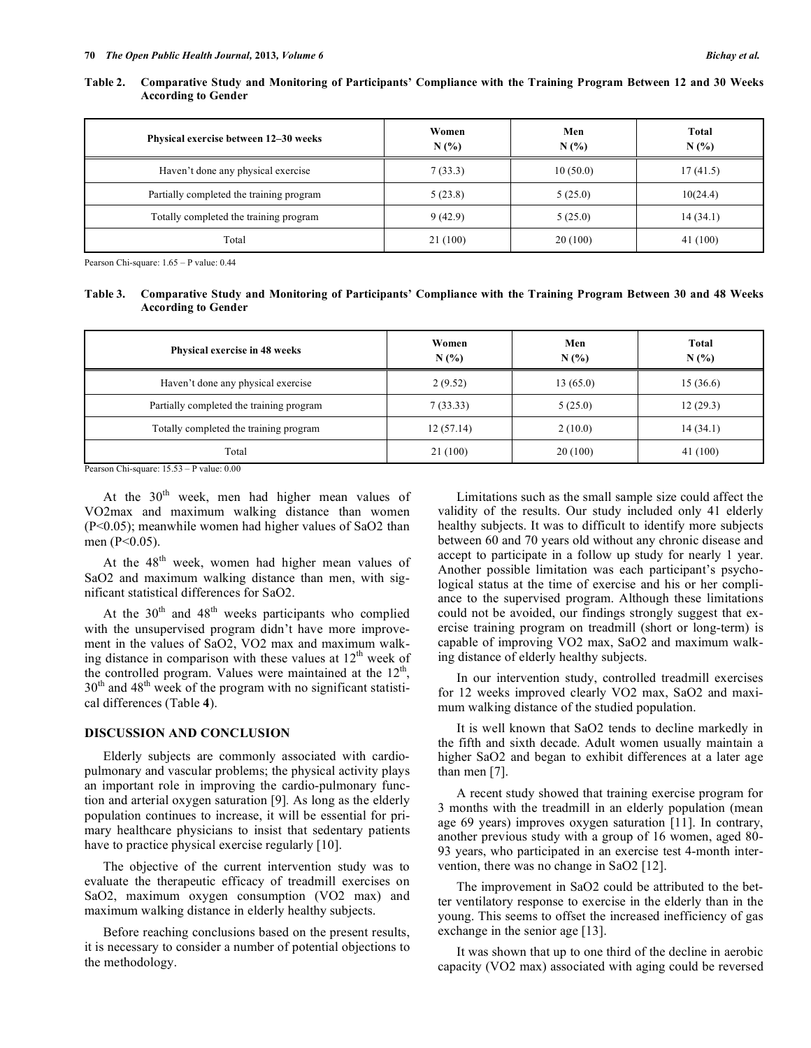**Table 2. Comparative Study and Monitoring of Participants' Compliance with the Training Program Between 12 and 30 Weeks According to Gender**

| Physical exercise between 12–30 weeks | Women N (%) | Men N (%) | Total N (%) |
|---|---|---|---|
| Haven't done any physical exercise | 7 (33.3) | 10 (50.0) | 17 (41.5) |
| Partially completed the training program | 5 (23.8) | 5 (25.0) | 10(24.4) |
| Totally completed the training program | 9 (42.9) | 5 (25.0) | 14 (34.1) |
| Total | 21 (100) | 20 (100) | 41 (100) |

Pearson Chi-square: 1.65 – P value: 0.44

**Table 3. Comparative Study and Monitoring of Participants' Compliance with the Training Program Between 30 and 48 Weeks According to Gender**

| Physical exercise in 48 weeks | Women N (%) | Men N (%) | Total N (%) |
|---|---|---|---|
| Haven't done any physical exercise | 2 (9.52) | 13 (65.0) | 15 (36.6) |
| Partially completed the training program | 7 (33.33) | 5 (25.0) | 12 (29.3) |
| Totally completed the training program | 12 (57.14) | 2 (10.0) | 14 (34.1) |
| Total | 21 (100) | 20 (100) | 41 (100) |

Pearson Chi-square: 15.53 – P value: 0.00

At the 30th week, men had higher mean values of VO2max and maximum walking distance than women ($P<0.05$); meanwhile women had higher values of SaO2 than men ($P<0.05$).

At the 48th week, women had higher mean values of SaO2 and maximum walking distance than men, with significant statistical differences for SaO2.

At the 30th and 48th weeks participants who complied with the unsupervised program didn't have more improvement in the values of SaO2, VO2 max and maximum walking distance in comparison with these values at 12th week of the controlled program. Values were maintained at the 12th, 30th and 48th week of the program with no significant statistical differences (Table **4**).

## DISCUSSION AND CONCLUSION

Elderly subjects are commonly associated with cardiopulmonary and vascular problems; the physical activity plays an important role in improving the cardio-pulmonary function and arterial oxygen saturation [9]. As long as the elderly population continues to increase, it will be essential for primary healthcare physicians to insist that sedentary patients have to practice physical exercise regularly [10].

The objective of the current intervention study was to evaluate the therapeutic efficacy of treadmill exercises on SaO2, maximum oxygen consumption (VO2 max) and maximum walking distance in elderly healthy subjects.

Before reaching conclusions based on the present results, it is necessary to consider a number of potential objections to the methodology.

Limitations such as the small sample size could affect the validity of the results. Our study included only 41 elderly healthy subjects. It was to difficult to identify more subjects between 60 and 70 years old without any chronic disease and accept to participate in a follow up study for nearly 1 year. Another possible limitation was each participant's psychological status at the time of exercise and his or her compliance to the supervised program. Although these limitations could not be avoided, our findings strongly suggest that exercise training program on treadmill (short or long-term) is capable of improving VO2 max, SaO2 and maximum walking distance of elderly healthy subjects.

In our intervention study, controlled treadmill exercises for 12 weeks improved clearly VO2 max, SaO2 and maximum walking distance of the studied population.

It is well known that SaO2 tends to decline markedly in the fifth and sixth decade. Adult women usually maintain a higher SaO2 and began to exhibit differences at a later age than men [7].

A recent study showed that training exercise program for 3 months with the treadmill in an elderly population (mean age 69 years) improves oxygen saturation [11]. In contrary, another previous study with a group of 16 women, aged 80-93 years, who participated in an exercise test 4-month intervention, there was no change in SaO2 [12].

The improvement in SaO2 could be attributed to the better ventilatory response to exercise in the elderly than in the young. This seems to offset the increased inefficiency of gas exchange in the senior age [13].

It was shown that up to one third of the decline in aerobic capacity (VO2 max) associated with aging could be reversed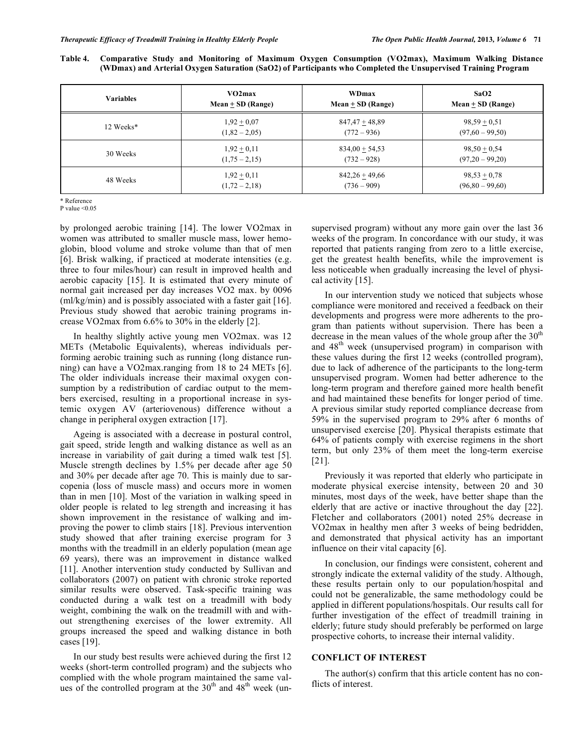**Table 4. Comparative Study and Monitoring of Maximum Oxygen Consumption (VO2max), Maximum Walking Distance (WDmax) and Arterial Oxygen Saturation (SaO2) of Participants who Completed the Unsupervised Training Program**

| Variables | VO2max Mean + SD (Range) | WDmax Mean + SD (Range) | SaO2 Mean + SD (Range) |
|---|---|---|---|
| 12 Weeks* | 1,92 + 0,07 (1,82 – 2,05) | 847,47 + 48,89 (772 – 936) | 98,59 + 0,51 (97,60 – 99,50) |
| 30 Weeks | 1,92 + 0,11 (1,75 – 2,15) | 834,00 + 54,53 (732 – 928) | 98,50 + 0,54 (97,20 – 99,20) |
| 48 Weeks | 1,92 + 0,11 (1,72 – 2,18) | 842,26 + 49,66 (736 – 909) | 98,53 + 0,78 (96,80 – 99,60) |

\* Reference
P value <0.05

by prolonged aerobic training [14]. The lower VO2max in women was attributed to smaller muscle mass, lower hemoglobin, blood volume and stroke volume than that of men [6]. Brisk walking, if practiced at moderate intensities (e.g. three to four miles/hour) can result in improved health and aerobic capacity [15]. It is estimated that every minute of normal gait increased per day increases VO2 max. by 0096 (ml/kg/min) and is possibly associated with a faster gait [16]. Previous study showed that aerobic training programs increase VO2max from 6.6% to 30% in the elderly [2].

In healthy slightly active young men VO2max. was 12 METs (Metabolic Equivalents), whereas individuals performing aerobic training such as running (long distance running) can have a VO2max.ranging from 18 to 24 METs [6]. The older individuals increase their maximal oxygen consumption by a redistribution of cardiac output to the members exercised, resulting in a proportional increase in systemic oxygen AV (arteriovenous) difference without a change in peripheral oxygen extraction [17].

Ageing is associated with a decrease in postural control, gait speed, stride length and walking distance as well as an increase in variability of gait during a timed walk test [5]. Muscle strength declines by 1.5% per decade after age 50 and 30% per decade after age 70. This is mainly due to sarcopenia (loss of muscle mass) and occurs more in women than in men [10]. Most of the variation in walking speed in older people is related to leg strength and increasing it has shown improvement in the resistance of walking and improving the power to climb stairs [18]. Previous intervention study showed that after training exercise program for 3 months with the treadmill in an elderly population (mean age 69 years), there was an improvement in distance walked [11]. Another intervention study conducted by Sullivan and collaborators (2007) on patient with chronic stroke reported similar results were observed. Task-specific training was conducted during a walk test on a treadmill with body weight, combining the walk on the treadmill with and without strengthening exercises of the lower extremity. All groups increased the speed and walking distance in both cases [19].

In our study best results were achieved during the first 12 weeks (short-term controlled program) and the subjects who complied with the whole program maintained the same values of the controlled program at the 30th and 48th week (unsupervised program) without any more gain over the last 36 weeks of the program. In concordance with our study, it was reported that patients ranging from zero to a little exercise, get the greatest health benefits, while the improvement is less noticeable when gradually increasing the level of physical activity [15].

In our intervention study we noticed that subjects whose compliance were monitored and received a feedback on their developments and progress were more adherents to the program than patients without supervision. There has been a decrease in the mean values of the whole group after the 30th and 48th week (unsupervised program) in comparison with these values during the first 12 weeks (controlled program), due to lack of adherence of the participants to the long-term unsupervised program. Women had better adherence to the long-term program and therefore gained more health benefit and had maintained these benefits for longer period of time. A previous similar study reported compliance decrease from 59% in the supervised program to 29% after 6 months of unsupervised exercise [20]. Physical therapists estimate that 64% of patients comply with exercise regimens in the short term, but only 23% of them meet the long-term exercise [21].

Previously it was reported that elderly who participate in moderate physical exercise intensity, between 20 and 30 minutes, most days of the week, have better shape than the elderly that are active or inactive throughout the day [22]. Fletcher and collaborators (2001) noted 25% decrease in VO2max in healthy men after 3 weeks of being bedridden, and demonstrated that physical activity has an important influence on their vital capacity [6].

In conclusion, our findings were consistent, coherent and strongly indicate the external validity of the study. Although, these results pertain only to our population/hospital and could not be generalizable, the same methodology could be applied in different populations/hospitals. Our results call for further investigation of the effect of treadmill training in elderly; future study should preferably be performed on large prospective cohorts, to increase their internal validity.

## CONFLICT OF INTEREST

The author(s) confirm that this article content has no conflicts of interest.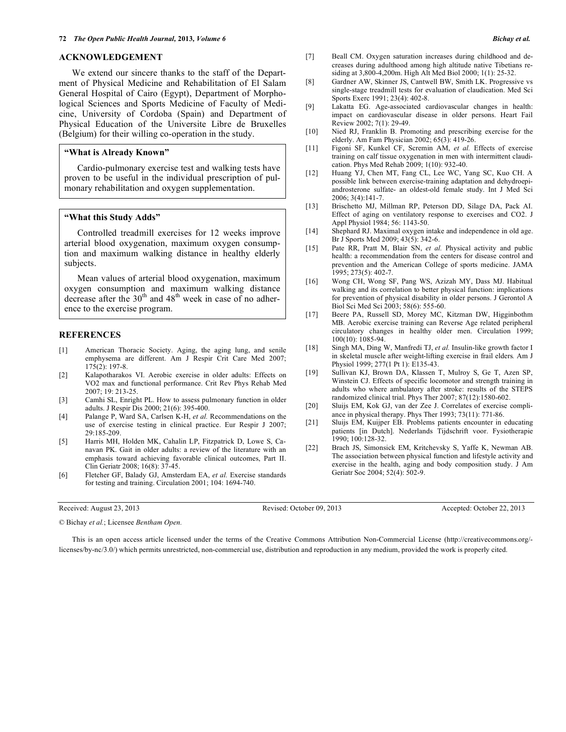## ACKNOWLEDGEMENT

We extend our sincere thanks to the staff of the Department of Physical Medicine and Rehabilitation of El Salam General Hospital of Cairo (Egypt), Department of Morphological Sciences and Sports Medicine of Faculty of Medicine, University of Cordoba (Spain) and Department of Physical Education of the Universite Libre de Bruxelles (Belgium) for their willing co-operation in the study.

> **"What is Already Known"**
>
> Cardio-pulmonary exercise test and walking tests have proven to be useful in the individual prescription of pulmonary rehabilitation and oxygen supplementation.

> **"What this Study Adds"**
>
> Controlled treadmill exercises for 12 weeks improve arterial blood oxygenation, maximum oxygen consumption and maximum walking distance in healthy elderly subjects.
>
> Mean values of arterial blood oxygenation, maximum oxygen consumption and maximum walking distance decrease after the 30th and 48th week in case of no adherence to the exercise program.

## REFERENCES

[1] American Thoracic Society. Aging, the aging lung, and senile emphysema are different. Am J Respir Crit Care Med 2007; 175(2): 197-8.

[2] Kalapotharakos VI. Aerobic exercise in older adults: Effects on VO2 max and functional performance. Crit Rev Phys Rehab Med 2007; 19: 213-25.

[3] Camhi SL, Enright PL. How to assess pulmonary function in older adults. J Respir Dis 2000; 21(6): 395-400.

[4] Palange P, Ward SA, Carlsen K-H, *et al.* Recommendations on the use of exercise testing in clinical practice. Eur Respir J 2007; 29:185-209.

[5] Harris MH, Holden MK, Cahalin LP, Fitzpatrick D, Lowe S, Canavan PK. Gait in older adults: a review of the literature with an emphasis toward achieving favorable clinical outcomes, Part II. Clin Geriatr 2008; 16(8): 37-45.

[6] Fletcher GF, Balady GJ, Amsterdam EA, *et al.* Exercise standards for testing and training. Circulation 2001; 104: 1694-740.

[7] Beall CM. Oxygen saturation increases during childhood and decreases during adulthood among high altitude native Tibetians residing at 3,800-4,200m. High Alt Med Biol 2000; 1(1): 25-32.

[8] Gardner AW, Skinner JS, Cantwell BW, Smith LK. Progressive vs single-stage treadmill tests for evaluation of claudication. Med Sci Sports Exerc 1991; 23(4): 402-8.

[9] Lakatta EG. Age-associated cardiovascular changes in health: impact on cardiovascular disease in older persons. Heart Fail Review 2002; 7(1): 29-49.

[10] Nied RJ, Franklin B. Promoting and prescribing exercise for the elderly. Am Fam Physician 2002; 65(3): 419-26.

[11] Figoni SF, Kunkel CF, Scremin AM, *et al.* Effects of exercise training on calf tissue oxygenation in men with intermittent claudication. Phys Med Rehab 2009; 1(10): 932-40.

[12] Huang YJ, Chen MT, Fang CL, Lee WC, Yang SC, Kuo CH. A possible link between exercise-training adaptation and dehydroepiandrosterone sulfate- an oldest-old female study. Int J Med Sci 2006; 3(4):141-7.

[13] Brischetto MJ, Millman RP, Peterson DD, Silage DA, Pack AI. Effect of aging on ventilatory response to exercises and CO2. J Appl Physiol 1984; 56: 1143-50.

[14] Shephard RJ. Maximal oxygen intake and independence in old age. Br J Sports Med 2009; 43(5): 342-6.

[15] Pate RR, Pratt M, Blair SN, *et al.* Physical activity and public health: a recommendation from the centers for disease control and prevention and the American College of sports medicine. JAMA 1995; 273(5): 402-7.

[16] Wong CH, Wong SF, Pang WS, Azizah MY, Dass MJ. Habitual walking and its correlation to better physical function: implications for prevention of physical disability in older persons. J Gerontol A Biol Sci Med Sci 2003; 58(6): 555-60.

[17] Beere PA, Russell SD, Morey MC, Kitzman DW, Higginbothm MB. Aerobic exercise training can Reverse Age related peripheral circulatory changes in healthy older men. Circulation 1999; 100(10): 1085-94.

[18] Singh MA, Ding W, Manfredi TJ, *et al.* Insulin-like growth factor I in skeletal muscle after weight-lifting exercise in frail elders. Am J Physiol 1999; 277(1 Pt 1): E135-43.

[19] Sullivan KJ, Brown DA, Klassen T, Mulroy S, Ge T, Azen SP, Winstein CJ. Effects of specific locomotor and strength training in adults who where ambulatory after stroke: results of the STEPS randomized clinical trial. Phys Ther 2007; 87(12):1580-602.

[20] Sluijs EM, Kok GJ, van der Zee J. Correlates of exercise compliance in physical therapy. Phys Ther 1993; 73(11): 771-86.

[21] Sluijs EM, Kuijper EB. Problems patients encounter in educating patients [in Dutch]. Nederlands Tijdschrift voor. Fysiotherapie 1990; 100:128-32.

[22] Brach JS, Simonsick EM, Kritchevsky S, Yaffe K, Newman AB. The association between physical function and lifestyle activity and exercise in the health, aging and body composition study. J Am Geriatr Soc 2004; 52(4): 502-9.

Received: August 23, 2013 Revised: October 09, 2013 Accepted: October 22, 2013

© Bichay *et al.*; Licensee *Bentham Open.*

This is an open access article licensed under the terms of the Creative Commons Attribution Non-Commercial License (http://creativecommons.org/-licenses/by-nc/3.0/) which permits unrestricted, non-commercial use, distribution and reproduction in any medium, provided the work is properly cited.